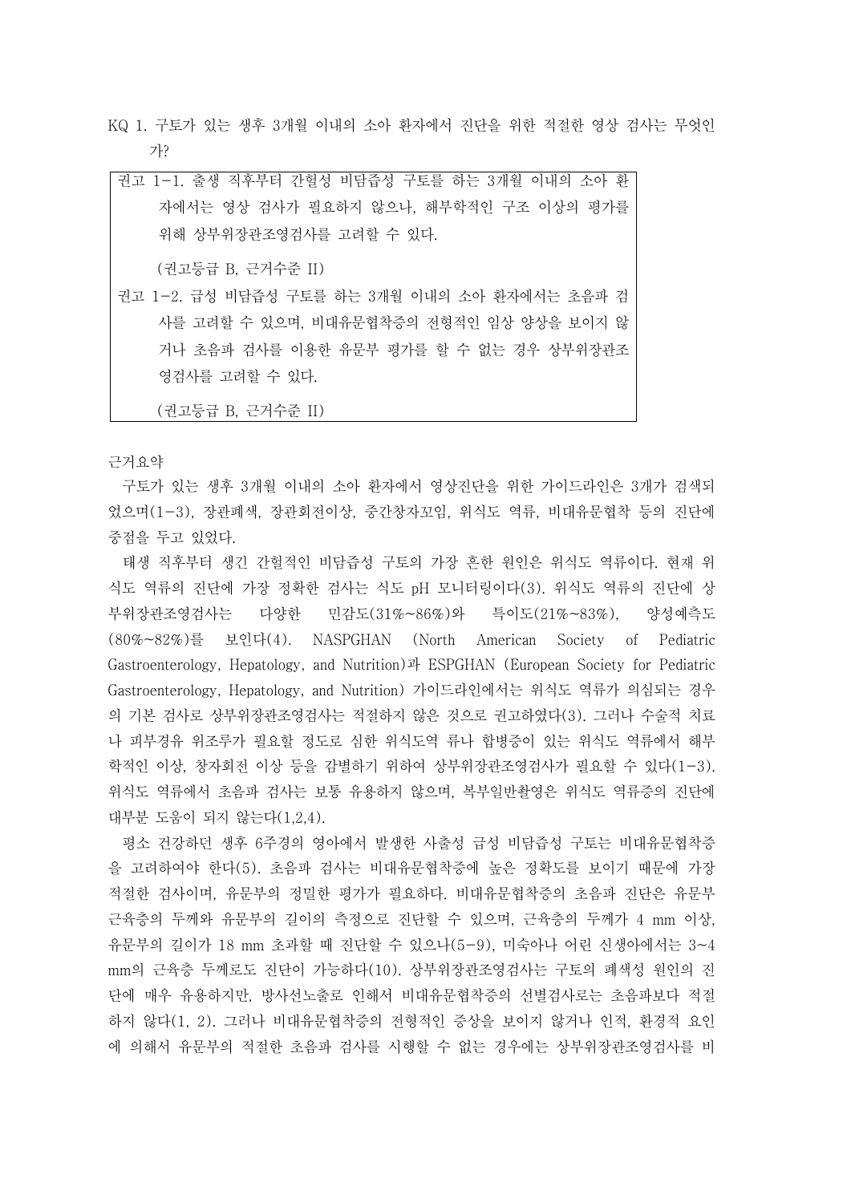KQ 1. 구토가 있는 생후 3개월 이내의 소아 환자에서 진단을 위한 적절한 영상 검사는 무엇인가?

> 권고 1-1. 출생 직후부터 간헐성 비담즙성 구토를 하는 3개월 이내의 소아 환자에서는 영상 검사가 필요하지 않으나, 해부학적인 구조 이상의 평가를 위해 상부위장관조영검사를 고려할 수 있다.
>
> (권고등급 B, 근거수준 II)
>
> 권고 1-2. 급성 비담즙성 구토를 하는 3개월 이내의 소아 환자에서는 초음파 검사를 고려할 수 있으며, 비대유문협착증의 전형적인 임상 양상을 보이지 않거나 초음파 검사를 이용한 유문부 평가를 할 수 없는 경우 상부위장관조영검사를 고려할 수 있다.
>
> (권고등급 B, 근거수준 II)

근거요약

구토가 있는 생후 3개월 이내의 소아 환자에서 영상진단을 위한 가이드라인은 3개가 검색되었으며(1-3), 장관폐색, 장관회전이상, 중간창자꼬임, 위식도 역류, 비대유문협착 등의 진단에 중점을 두고 있었다.

태생 직후부터 생긴 간헐적인 비담즙성 구토의 가장 흔한 원인은 위식도 역류이다. 현재 위식도 역류의 진단에 가장 정확한 검사는 식도 pH 모니터링이다(3). 위식도 역류의 진단에 상부위장관조영검사는 다양한 민감도(31%~86%)와 특이도(21%~83%), 양성예측도(80%~82%)를 보인다(4). NASPGHAN (North American Society of Pediatric Gastroenterology, Hepatology, and Nutrition)과 ESPGHAN (European Society for Pediatric Gastroenterology, Hepatology, and Nutrition) 가이드라인에서는 위식도 역류가 의심되는 경우의 기본 검사로 상부위장관조영검사는 적절하지 않은 것으로 권고하였다(3). 그러나 수술적 치료나 피부경유 위조루가 필요할 정도로 심한 위식도역 류나 합병증이 있는 위식도 역류에서 해부학적인 이상, 창자회전 이상 등을 감별하기 위하여 상부위장관조영검사가 필요할 수 있다(1-3). 위식도 역류에서 초음파 검사는 보통 유용하지 않으며, 복부일반촬영은 위식도 역류증의 진단에 대부분 도움이 되지 않는다(1,2,4).

평소 건강하던 생후 6주경의 영아에서 발생한 사출성 급성 비담즙성 구토는 비대유문협착증을 고려하여야 한다(5). 초음파 검사는 비대유문협착증에 높은 정확도를 보이기 때문에 가장 적절한 검사이며, 유문부의 정밀한 평가가 필요하다. 비대유문협착증의 초음파 진단은 유문부 근육층의 두께와 유문부의 길이의 측정으로 진단할 수 있으며, 근육층의 두께가 4 mm 이상, 유문부의 길이가 18 mm 초과할 때 진단할 수 있으나(5-9), 미숙아나 어린 신생아에서는 3~4 mm의 근육층 두께로도 진단이 가능하다(10). 상부위장관조영검사는 구토의 폐색성 원인의 진단에 매우 유용하지만, 방사선노출로 인해서 비대유문협착증의 선별검사로는 초음파보다 적절하지 않다(1, 2). 그러나 비대유문협착증의 전형적인 증상을 보이지 않거나 인적, 환경적 요인에 의해서 유문부의 적절한 초음파 검사를 시행할 수 없는 경우에는 상부위장관조영검사를 비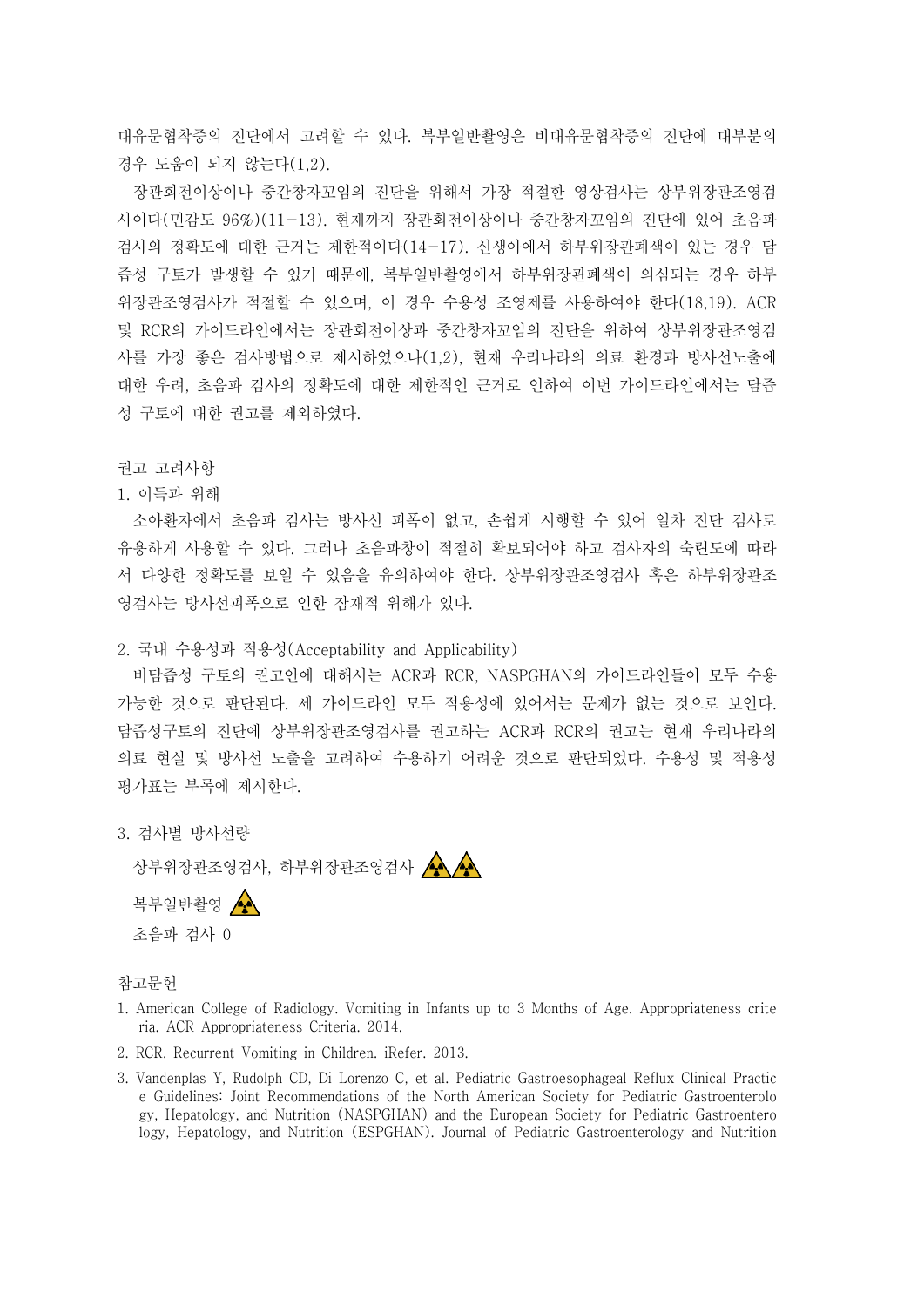대유문협착증의 진단에서 고려할 수 있다. 복부일반촬영은 비대유문협착증의 진단에 대부분의 경우 도움이 되지 않는다(1,2).

장관회전이상이나 중간창자꼬임의 진단을 위해서 가장 적절한 영상검사는 상부위장관조영검사이다(민감도 96%)(11-13). 현재까지 장관회전이상이나 중간창자꼬임의 진단에 있어 초음파 검사의 정확도에 대한 근거는 제한적이다(14-17). 신생아에서 하부위장관폐색이 있는 경우 담즙성 구토가 발생할 수 있기 때문에, 복부일반촬영에서 하부위장관폐색이 의심되는 경우 하부위장관조영검사가 적절할 수 있으며, 이 경우 수용성 조영제를 사용하여야 한다(18,19). ACR 및 RCR의 가이드라인에서는 장관회전이상과 중간창자꼬임의 진단을 위하여 상부위장관조영검사를 가장 좋은 검사방법으로 제시하였으나(1,2), 현재 우리나라의 의료 환경과 방사선노출에 대한 우려, 초음파 검사의 정확도에 대한 제한적인 근거로 인하여 이번 가이드라인에서는 담즙성 구토에 대한 권고를 제외하였다.

권고 고려사항

1. 이득과 위해

소아환자에서 초음파 검사는 방사선 피폭이 없고, 손쉽게 시행할 수 있어 일차 진단 검사로 유용하게 사용할 수 있다. 그러나 초음파창이 적절히 확보되어야 하고 검사자의 숙련도에 따라서 다양한 정확도를 보일 수 있음을 유의하여야 한다. 상부위장관조영검사 혹은 하부위장관조영검사는 방사선피폭으로 인한 잠재적 위해가 있다.

2. 국내 수용성과 적용성(Acceptability and Applicability)

비담즙성 구토의 권고안에 대해서는 ACR과 RCR, NASPGHAN의 가이드라인들이 모두 수용 가능한 것으로 판단된다. 세 가이드라인 모두 적용성에 있어서는 문제가 없는 것으로 보인다. 담즙성구토의 진단에 상부위장관조영검사를 권고하는 ACR과 RCR의 권고는 현재 우리나라의 의료 현실 및 방사선 노출을 고려하여 수용하기 어려운 것으로 판단되었다. 수용성 및 적용성 평가표는 부록에 제시한다.

3. 검사별 방사선량

상부위장관조영검사, 하부위장관조영검사 ☢☢

복부일반촬영 ☢

초음파 검사 0

참고문헌

1. American College of Radiology. Vomiting in Infants up to 3 Months of Age. Appropriateness criteria. ACR Appropriateness Criteria. 2014.
2. RCR. Recurrent Vomiting in Children. iRefer. 2013.
3. Vandenplas Y, Rudolph CD, Di Lorenzo C, et al. Pediatric Gastroesophageal Reflux Clinical Practice Guidelines: Joint Recommendations of the North American Society for Pediatric Gastroenterology, Hepatology, and Nutrition (NASPGHAN) and the European Society for Pediatric Gastroenterology, Hepatology, and Nutrition (ESPGHAN). Journal of Pediatric Gastroenterology and Nutrition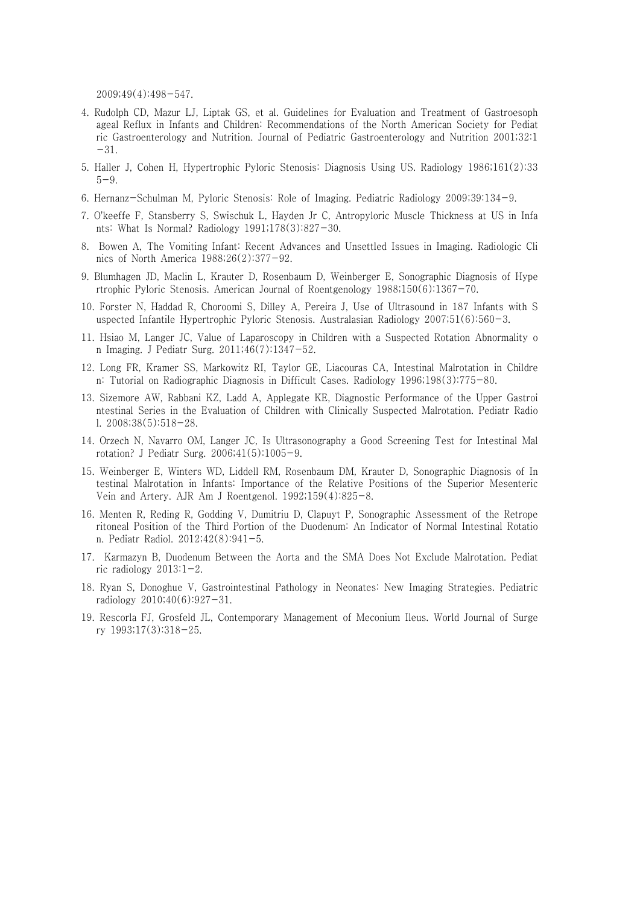2009;49(4):498−547.

4. Rudolph CD, Mazur LJ, Liptak GS, et al. Guidelines for Evaluation and Treatment of Gastroesophageal Reflux in Infants and Children: Recommendations of the North American Society for Pediatric Gastroenterology and Nutrition. Journal of Pediatric Gastroenterology and Nutrition 2001;32:1−31.
5. Haller J, Cohen H, Hypertrophic Pyloric Stenosis: Diagnosis Using US. Radiology 1986;161(2):335−9.
6. Hernanz−Schulman M, Pyloric Stenosis: Role of Imaging. Pediatric Radiology 2009;39:134−9.
7. O'keeffe F, Stansberry S, Swischuk L, Hayden Jr C, Antropyloric Muscle Thickness at US in Infants: What Is Normal? Radiology 1991;178(3):827−30.
8. Bowen A, The Vomiting Infant: Recent Advances and Unsettled Issues in Imaging. Radiologic Clinics of North America 1988;26(2):377−92.
9. Blumhagen JD, Maclin L, Krauter D, Rosenbaum D, Weinberger E, Sonographic Diagnosis of Hypertrophic Pyloric Stenosis. American Journal of Roentgenology 1988;150(6):1367−70.
10. Forster N, Haddad R, Choroomi S, Dilley A, Pereira J, Use of Ultrasound in 187 Infants with Suspected Infantile Hypertrophic Pyloric Stenosis. Australasian Radiology 2007;51(6):560−3.
11. Hsiao M, Langer JC, Value of Laparoscopy in Children with a Suspected Rotation Abnormality on Imaging. J Pediatr Surg. 2011;46(7):1347−52.
12. Long FR, Kramer SS, Markowitz RI, Taylor GE, Liacouras CA, Intestinal Malrotation in Children: Tutorial on Radiographic Diagnosis in Difficult Cases. Radiology 1996;198(3):775−80.
13. Sizemore AW, Rabbani KZ, Ladd A, Applegate KE, Diagnostic Performance of the Upper Gastrointestinal Series in the Evaluation of Children with Clinically Suspected Malrotation. Pediatr Radiol. 2008;38(5):518−28.
14. Orzech N, Navarro OM, Langer JC, Is Ultrasonography a Good Screening Test for Intestinal Malrotation? J Pediatr Surg. 2006;41(5):1005−9.
15. Weinberger E, Winters WD, Liddell RM, Rosenbaum DM, Krauter D, Sonographic Diagnosis of Intestinal Malrotation in Infants: Importance of the Relative Positions of the Superior Mesenteric Vein and Artery. AJR Am J Roentgenol. 1992;159(4):825−8.
16. Menten R, Reding R, Godding V, Dumitriu D, Clapuyt P, Sonographic Assessment of the Retroperitoneal Position of the Third Portion of the Duodenum: An Indicator of Normal Intestinal Rotation. Pediatr Radiol. 2012;42(8):941−5.
17. Karmazyn B, Duodenum Between the Aorta and the SMA Does Not Exclude Malrotation. Pediatric radiology 2013:1−2.
18. Ryan S, Donoghue V, Gastrointestinal Pathology in Neonates: New Imaging Strategies. Pediatric radiology 2010;40(6):927−31.
19. Rescorla FJ, Grosfeld JL, Contemporary Management of Meconium Ileus. World Journal of Surgery 1993;17(3):318−25.